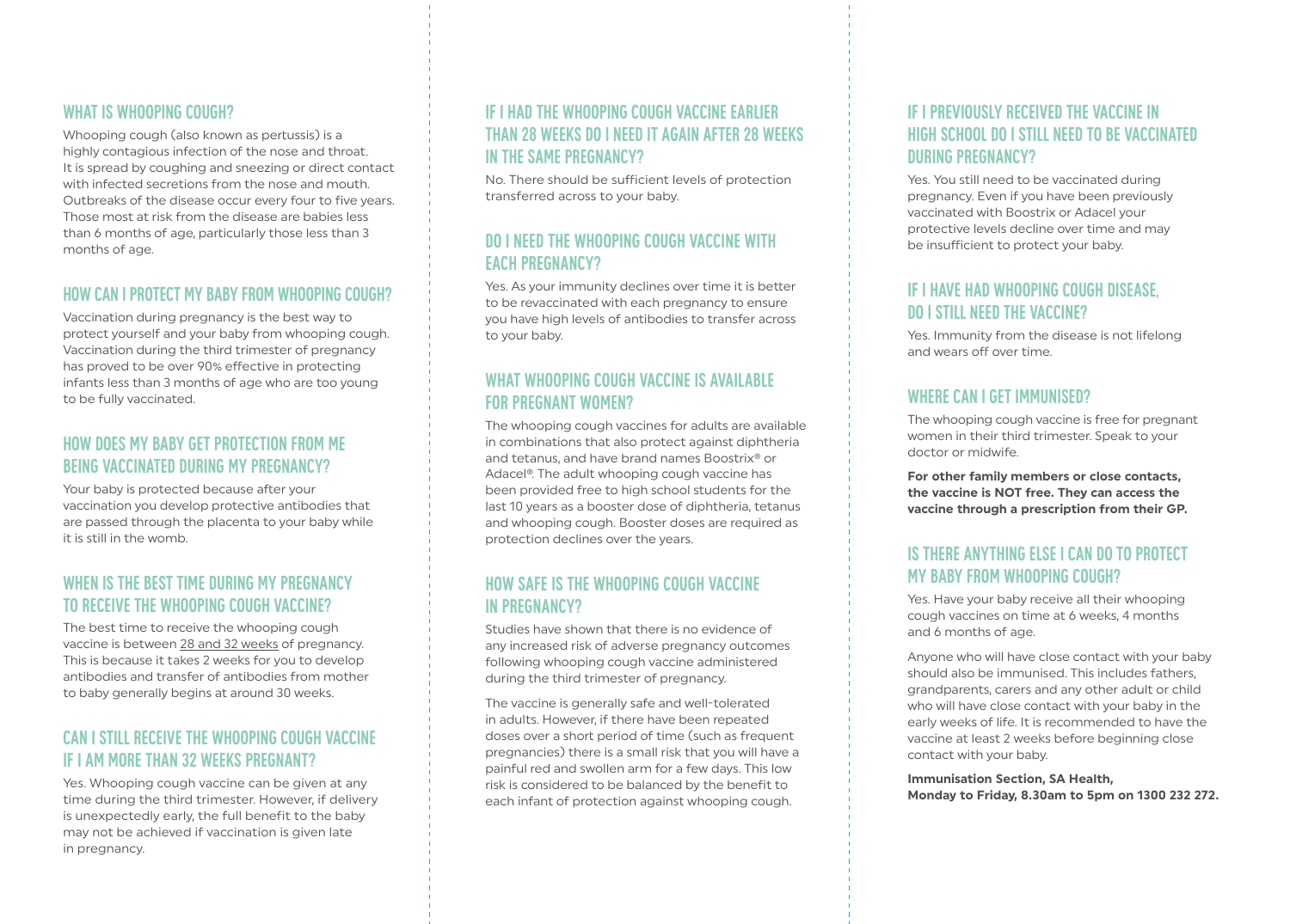## WHAT IS WHOOPING COUGH?

Whooping cough (also known as pertussis) is a highly contagious infection of the nose and throat. It is spread by coughing and sneezing or direct contact with infected secretions from the nose and mouth. Outbreaks of the disease occur every four to five years. Those most at risk from the disease are babies less than 6 months of age, particularly those less than 3 months of age.

## HOW CAN I PROTECT MY BABY FROM WHOOPING COUGH?

Vaccination during pregnancy is the best way to protect yourself and your baby from whooping cough. Vaccination during the third trimester of pregnancy has proved to be over 90% effective in protecting infants less than 3 months of age who are too young to be fully vaccinated.

## HOW DOES MY BABY GET PROTECTION FROM ME BEING VACCINATED DURING MY PREGNANCY?

Your baby is protected because after your vaccination you develop protective antibodies that are passed through the placenta to your baby while it is still in the womb.

## WHEN IS THE BEST TIME DURING MY PREGNANCY TO RECEIVE THE WHOOPING COUGH VACCINE?

The best time to receive the whooping cough vaccine is between 28 and 32 weeks of pregnancy. This is because it takes 2 weeks for you to develop antibodies and transfer of antibodies from mother to baby generally begins at around 30 weeks.

## CAN I STILL RECEIVE THE WHOOPING COUGH VACCINE IF I AM MORE THAN 32 WEEKS PREGNANT?

Yes. Whooping cough vaccine can be given at any time during the third trimester. However, if delivery is unexpectedly early, the full benefit to the baby may not be achieved if vaccination is given late in pregnancy.

## IF I HAD THE WHOOPING COUGH VACCINE EARLIER THAN 28 WEEKS DO I NEED IT AGAIN AFTER 28 WEEKS IN THE SAME PREGNANCY?

No. There should be sufficient levels of protection transferred across to your baby.

## DO I NEED THE WHOOPING COUGH VACCINE WITH EACH PREGNANCY?

Yes. As your immunity declines over time it is better to be revaccinated with each pregnancy to ensure you have high levels of antibodies to transfer across to your baby.

## WHAT WHOOPING COUGH VACCINE IS AVAILABLE FOR PREGNANT WOMEN?

The whooping cough vaccines for adults are available in combinations that also protect against diphtheria and tetanus, and have brand names Boostrix® or Adacel®. The adult whooping cough vaccine has been provided free to high school students for the last 10 years as a booster dose of diphtheria, tetanus and whooping cough. Booster doses are required as protection declines over the years.

## HOW SAFE IS THE WHOOPING COUGH VACCINE IN PREGNANCY?

Studies have shown that there is no evidence of any increased risk of adverse pregnancy outcomes following whooping cough vaccine administered during the third trimester of pregnancy.

The vaccine is generally safe and well-tolerated in adults. However, if there have been repeated doses over a short period of time (such as frequent pregnancies) there is a small risk that you will have a painful red and swollen arm for a few days. This low risk is considered to be balanced by the benefit to each infant of protection against whooping cough.

## IF I PREVIOUSLY RECEIVED THE VACCINE IN HIGH SCHOOL DO I STILL NEED TO BE VACCINATED DURING PREGNANCY?

Yes. You still need to be vaccinated during pregnancy. Even if you have been previously vaccinated with Boostrix or Adacel your protective levels decline over time and may be insufficient to protect your baby.

## IF I HAVE HAD WHOOPING COUGH DISEASE, DO I STILL NEED THE VACCINE?

Yes. Immunity from the disease is not lifelong and wears off over time.

## WHERE CAN I GET IMMUNISED?

The whooping cough vaccine is free for pregnant women in their third trimester. Speak to your doctor or midwife.

**For other family members or close contacts, the vaccine is NOT free. They can access the vaccine through a prescription from their GP.**

## IS THERE ANYTHING ELSE I CAN DO TO PROTECT MY BABY FROM WHOOPING COUGH?

Yes. Have your baby receive all their whooping cough vaccines on time at 6 weeks, 4 months and 6 months of age.

Anyone who will have close contact with your baby should also be immunised. This includes fathers, grandparents, carers and any other adult or child who will have close contact with your baby in the early weeks of life. It is recommended to have the vaccine at least 2 weeks before beginning close contact with your baby.

**Immunisation Section, SA Health, Monday to Friday, 8.30am to 5pm on 1300 232 272.**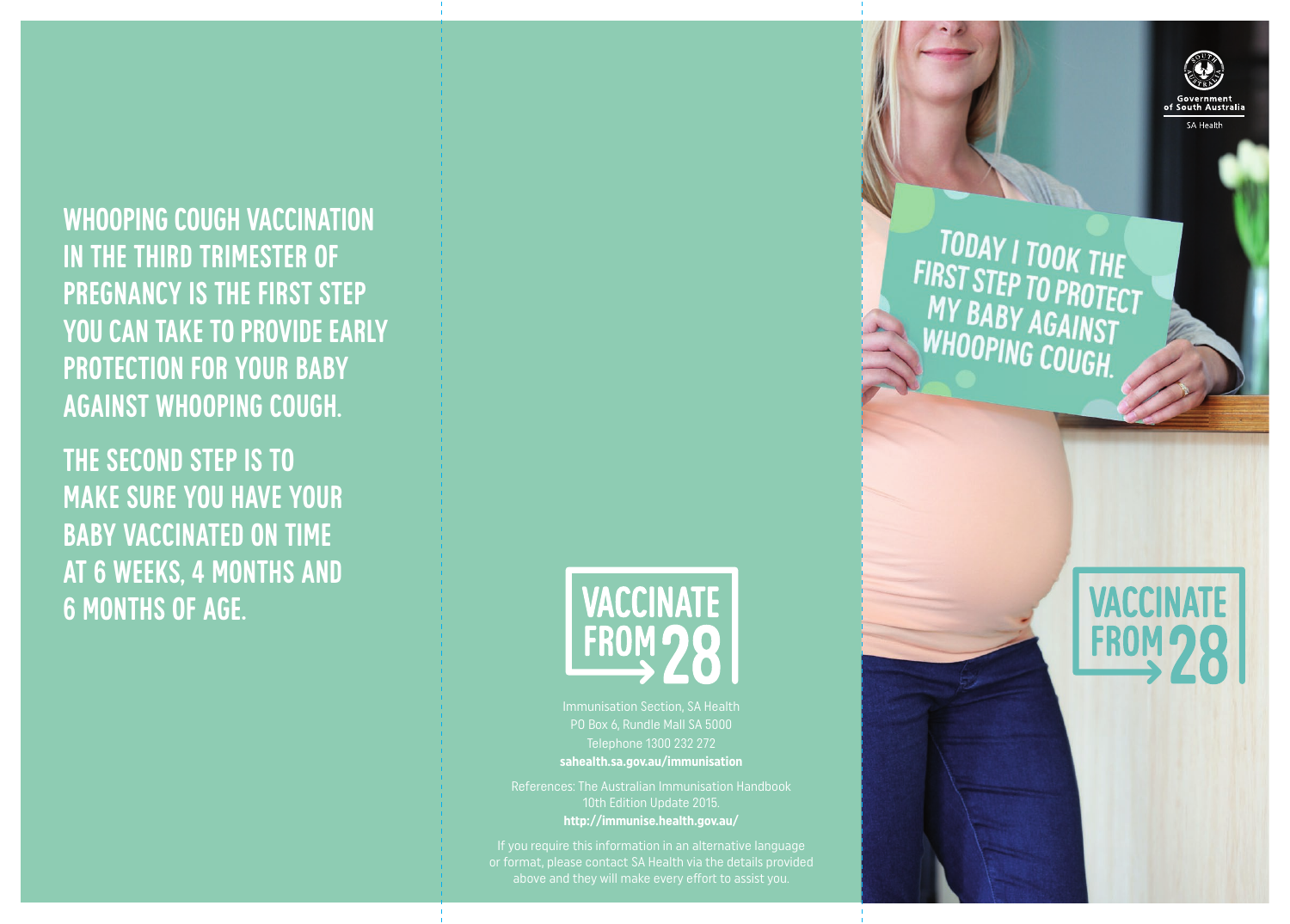WHOOPING COUGH VACCINATION IN THE THIRD TRIMESTER OF PREGNANCY IS THE FIRST STEP YOU CAN TAKE TO PROVIDE EARLY PROTECTION FOR YOUR BABY AGAINST WHOOPING COUGH.

THE SECOND STEP IS TO MAKE SURE YOU HAVE YOUR BABY VACCINATED ON TIME AT 6 WEEKS, 4 MONTHS AND 6 MONTHS OF AGE.

VACCINATE FROM 28

Immunisation Section, SA Health
PO Box 6, Rundle Mall SA 5000
Telephone 1300 232 272
**sahealth.sa.gov.au/immunisation**

References: The Australian Immunisation Handbook 10th Edition Update 2015.
**http://immunise.health.gov.au/**

If you require this information in an alternative language or format, please contact SA Health via the details provided above and they will make every effort to assist you.

Government of South Australia
SA Health

TODAY I TOOK THE FIRST STEP TO PROTECT MY BABY AGAINST WHOOPING COUGH.

VACCINATE FROM 28